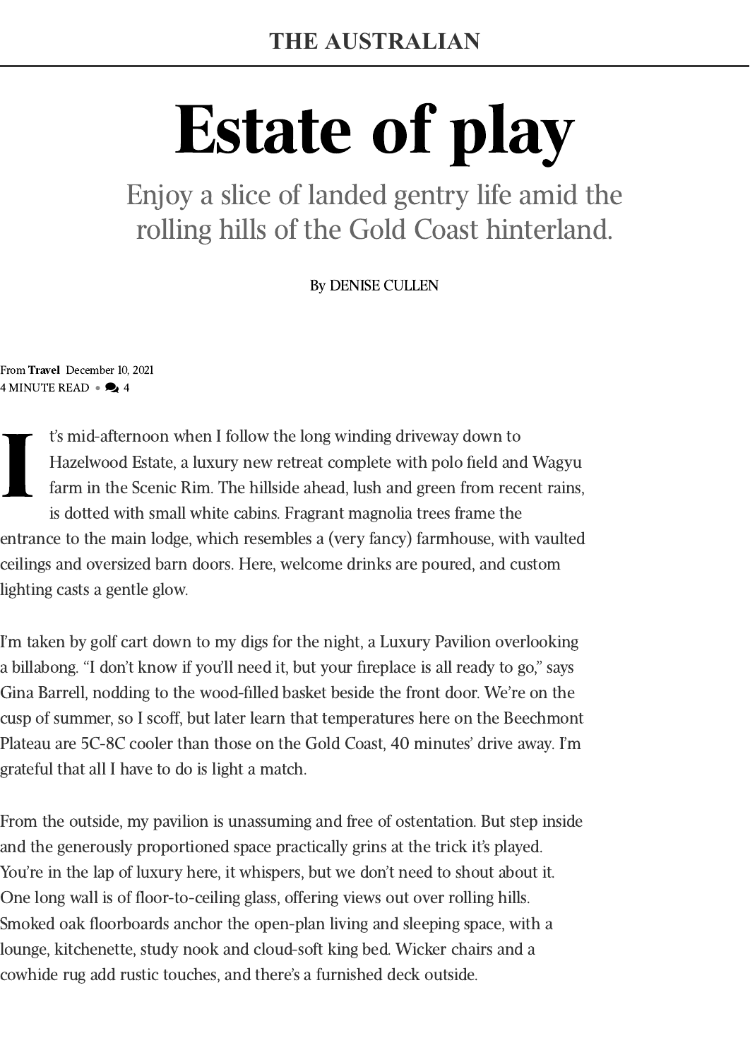# Estate of play

## Enjoy a slice of landed gentry life amid the rolling hills of the Gold Coast hinterland.

By DENISE CULLEN

From **Travel** December 10, 2021
4 MINUTE READ • 4

It's mid-afternoon when I follow the long winding driveway down to Hazelwood Estate, a luxury new retreat complete with polo field and Wagyu farm in the Scenic Rim. The hillside ahead, lush and green from recent rains, is dotted with small white cabins. Fragrant magnolia trees frame the entrance to the main lodge, which resembles a (very fancy) farmhouse, with vaulted ceilings and oversized barn doors. Here, welcome drinks are poured, and custom lighting casts a gentle glow.

I'm taken by golf cart down to my digs for the night, a Luxury Pavilion overlooking a billabong. "I don't know if you'll need it, but your fireplace is all ready to go," says Gina Barrell, nodding to the wood-filled basket beside the front door. We're on the cusp of summer, so I scoff, but later learn that temperatures here on the Beechmont Plateau are 5C-8C cooler than those on the Gold Coast, 40 minutes' drive away. I'm grateful that all I have to do is light a match.

From the outside, my pavilion is unassuming and free of ostentation. But step inside and the generously proportioned space practically grins at the trick it's played. You're in the lap of luxury here, it whispers, but we don't need to shout about it. One long wall is of floor-to-ceiling glass, offering views out over rolling hills. Smoked oak floorboards anchor the open-plan living and sleeping space, with a lounge, kitchenette, study nook and cloud-soft king bed. Wicker chairs and a cowhide rug add rustic touches, and there's a furnished deck outside.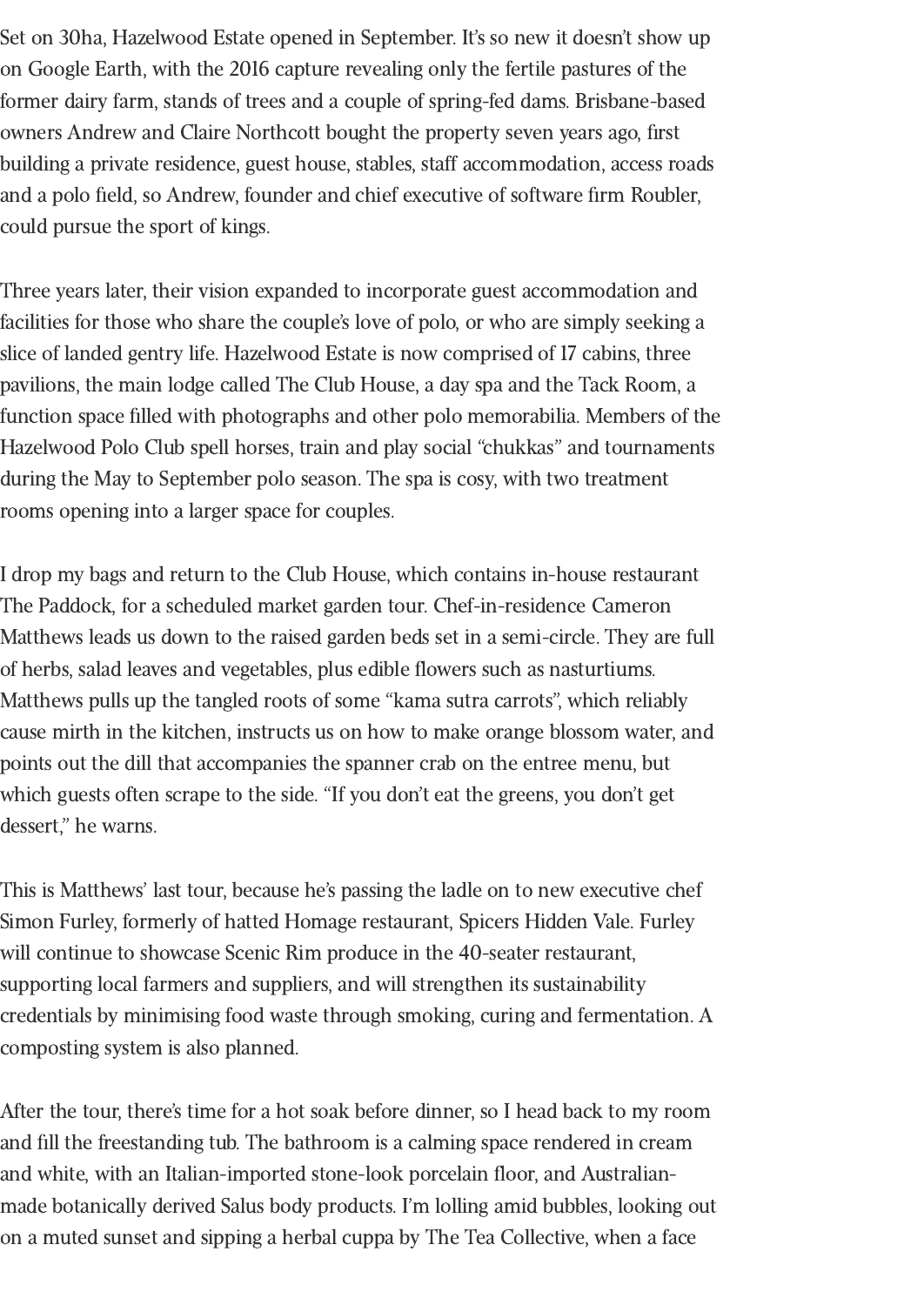Set on 30ha, Hazelwood Estate opened in September. It's so new it doesn't show up on Google Earth, with the 2016 capture revealing only the fertile pastures of the former dairy farm, stands of trees and a couple of spring-fed dams. Brisbane-based owners Andrew and Claire Northcott bought the property seven years ago, first building a private residence, guest house, stables, staff accommodation, access roads and a polo field, so Andrew, founder and chief executive of software firm Roubler, could pursue the sport of kings.

Three years later, their vision expanded to incorporate guest accommodation and facilities for those who share the couple's love of polo, or who are simply seeking a slice of landed gentry life. Hazelwood Estate is now comprised of 17 cabins, three pavilions, the main lodge called The Club House, a day spa and the Tack Room, a function space filled with photographs and other polo memorabilia. Members of the Hazelwood Polo Club spell horses, train and play social "chukkas" and tournaments during the May to September polo season. The spa is cosy, with two treatment rooms opening into a larger space for couples.

I drop my bags and return to the Club House, which contains in-house restaurant The Paddock, for a scheduled market garden tour. Chef-in-residence Cameron Matthews leads us down to the raised garden beds set in a semi-circle. They are full of herbs, salad leaves and vegetables, plus edible flowers such as nasturtiums. Matthews pulls up the tangled roots of some "kama sutra carrots", which reliably cause mirth in the kitchen, instructs us on how to make orange blossom water, and points out the dill that accompanies the spanner crab on the entree menu, but which guests often scrape to the side. "If you don't eat the greens, you don't get dessert," he warns.

This is Matthews' last tour, because he's passing the ladle on to new executive chef Simon Furley, formerly of hatted Homage restaurant, Spicers Hidden Vale. Furley will continue to showcase Scenic Rim produce in the 40-seater restaurant, supporting local farmers and suppliers, and will strengthen its sustainability credentials by minimising food waste through smoking, curing and fermentation. A composting system is also planned.

After the tour, there's time for a hot soak before dinner, so I head back to my room and fill the freestanding tub. The bathroom is a calming space rendered in cream and white, with an Italian-imported stone-look porcelain floor, and Australian-made botanically derived Salus body products. I'm lolling amid bubbles, looking out on a muted sunset and sipping a herbal cuppa by The Tea Collective, when a face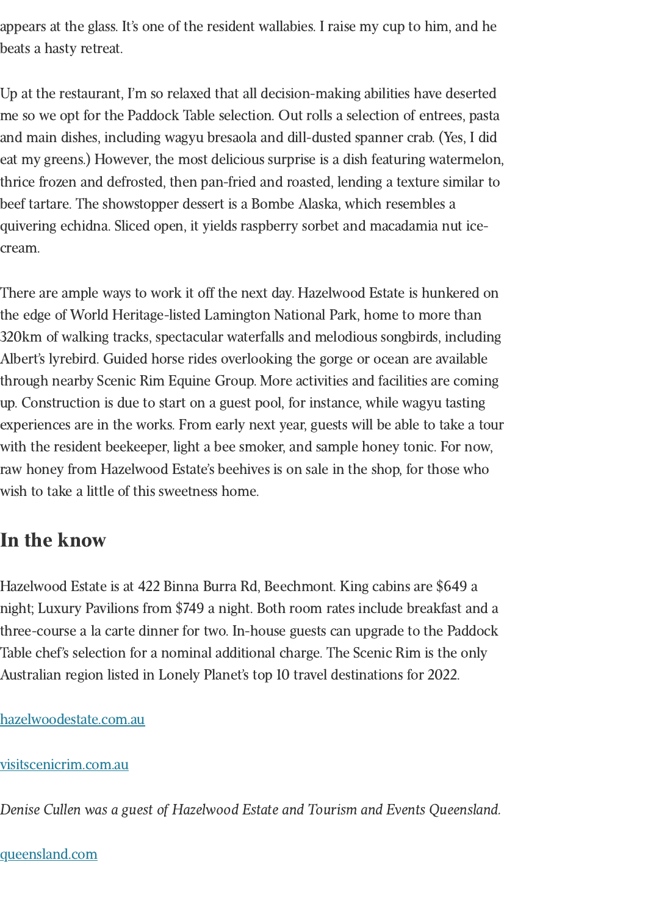appears at the glass. It's one of the resident wallabies. I raise my cup to him, and he beats a hasty retreat.

Up at the restaurant, I'm so relaxed that all decision-making abilities have deserted me so we opt for the Paddock Table selection. Out rolls a selection of entrees, pasta and main dishes, including wagyu bresaola and dill-dusted spanner crab. (Yes, I did eat my greens.) However, the most delicious surprise is a dish featuring watermelon, thrice frozen and defrosted, then pan-fried and roasted, lending a texture similar to beef tartare. The showstopper dessert is a Bombe Alaska, which resembles a quivering echidna. Sliced open, it yields raspberry sorbet and macadamia nut ice-cream.

There are ample ways to work it off the next day. Hazelwood Estate is hunkered on the edge of World Heritage-listed Lamington National Park, home to more than 320km of walking tracks, spectacular waterfalls and melodious songbirds, including Albert's lyrebird. Guided horse rides overlooking the gorge or ocean are available through nearby Scenic Rim Equine Group. More activities and facilities are coming up. Construction is due to start on a guest pool, for instance, while wagyu tasting experiences are in the works. From early next year, guests will be able to take a tour with the resident beekeeper, light a bee smoker, and sample honey tonic. For now, raw honey from Hazelwood Estate's beehives is on sale in the shop, for those who wish to take a little of this sweetness home.

## In the know

Hazelwood Estate is at 422 Binna Burra Rd, Beechmont. King cabins are $649 a night; Luxury Pavilions from $749 a night. Both room rates include breakfast and a three-course a la carte dinner for two. In-house guests can upgrade to the Paddock Table chef's selection for a nominal additional charge. The Scenic Rim is the only Australian region listed in Lonely Planet's top 10 travel destinations for 2022.

hazelwoodestate.com.au

visitscenicrim.com.au

*Denise Cullen was a guest of Hazelwood Estate and Tourism and Events Queensland.*

queensland.com